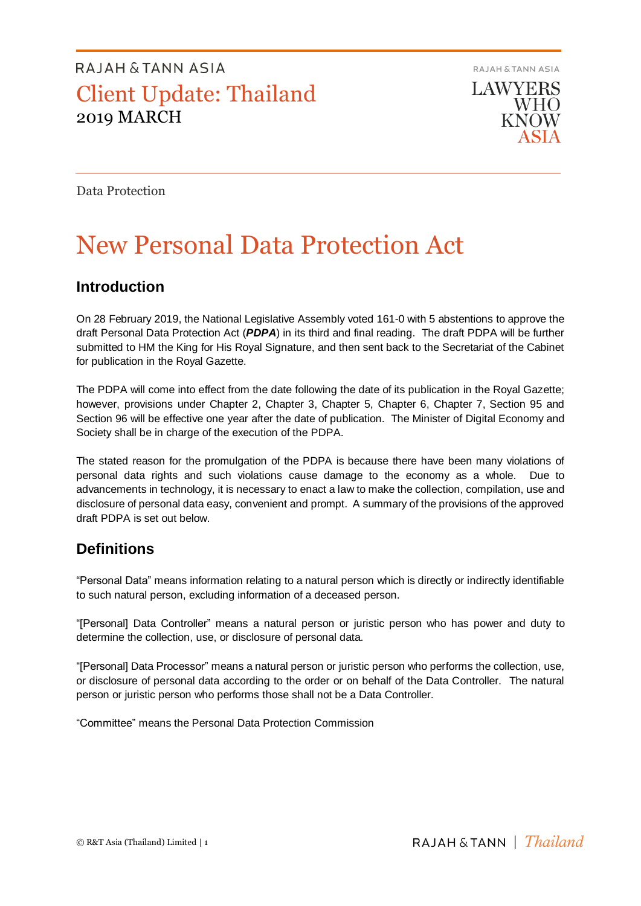RAJAH & TANN ASIA

# Client Update: Thailand

2019 MARCH

Data Protection

# New Personal Data Protection Act

## Introduction

On 28 February 2019, the National Legislative Assembly voted 161-0 with 5 abstentions to approve the draft Personal Data Protection Act (***PDPA***) in its third and final reading. The draft PDPA will be further submitted to HM the King for His Royal Signature, and then sent back to the Secretariat of the Cabinet for publication in the Royal Gazette.

The PDPA will come into effect from the date following the date of its publication in the Royal Gazette; however, provisions under Chapter 2, Chapter 3, Chapter 5, Chapter 6, Chapter 7, Section 95 and Section 96 will be effective one year after the date of publication. The Minister of Digital Economy and Society shall be in charge of the execution of the PDPA.

The stated reason for the promulgation of the PDPA is because there have been many violations of personal data rights and such violations cause damage to the economy as a whole. Due to advancements in technology, it is necessary to enact a law to make the collection, compilation, use and disclosure of personal data easy, convenient and prompt. A summary of the provisions of the approved draft PDPA is set out below.

## Definitions

"Personal Data" means information relating to a natural person which is directly or indirectly identifiable to such natural person, excluding information of a deceased person.

"[Personal] Data Controller" means a natural person or juristic person who has power and duty to determine the collection, use, or disclosure of personal data.

"[Personal] Data Processor" means a natural person or juristic person who performs the collection, use, or disclosure of personal data according to the order or on behalf of the Data Controller. The natural person or juristic person who performs those shall not be a Data Controller.

"Committee" means the Personal Data Protection Commission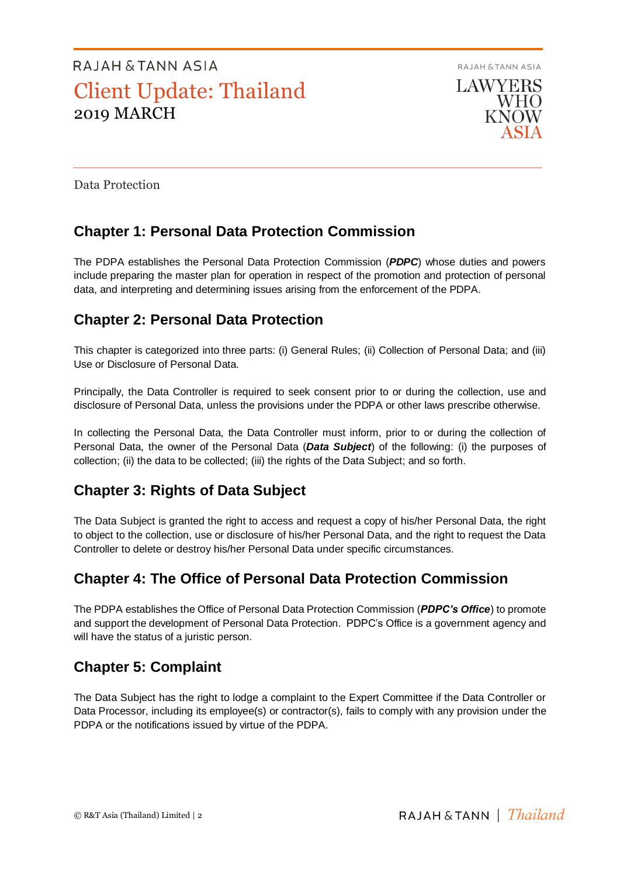Data Protection

## Chapter 1: Personal Data Protection Commission

The PDPA establishes the Personal Data Protection Commission (***PDPC***) whose duties and powers include preparing the master plan for operation in respect of the promotion and protection of personal data, and interpreting and determining issues arising from the enforcement of the PDPA.

## Chapter 2: Personal Data Protection

This chapter is categorized into three parts: (i) General Rules; (ii) Collection of Personal Data; and (iii) Use or Disclosure of Personal Data.

Principally, the Data Controller is required to seek consent prior to or during the collection, use and disclosure of Personal Data, unless the provisions under the PDPA or other laws prescribe otherwise.

In collecting the Personal Data, the Data Controller must inform, prior to or during the collection of Personal Data, the owner of the Personal Data (***Data Subject***) of the following: (i) the purposes of collection; (ii) the data to be collected; (iii) the rights of the Data Subject; and so forth.

## Chapter 3: Rights of Data Subject

The Data Subject is granted the right to access and request a copy of his/her Personal Data, the right to object to the collection, use or disclosure of his/her Personal Data, and the right to request the Data Controller to delete or destroy his/her Personal Data under specific circumstances.

## Chapter 4: The Office of Personal Data Protection Commission

The PDPA establishes the Office of Personal Data Protection Commission (***PDPC's Office***) to promote and support the development of Personal Data Protection. PDPC's Office is a government agency and will have the status of a juristic person.

## Chapter 5: Complaint

The Data Subject has the right to lodge a complaint to the Expert Committee if the Data Controller or Data Processor, including its employee(s) or contractor(s), fails to comply with any provision under the PDPA or the notifications issued by virtue of the PDPA.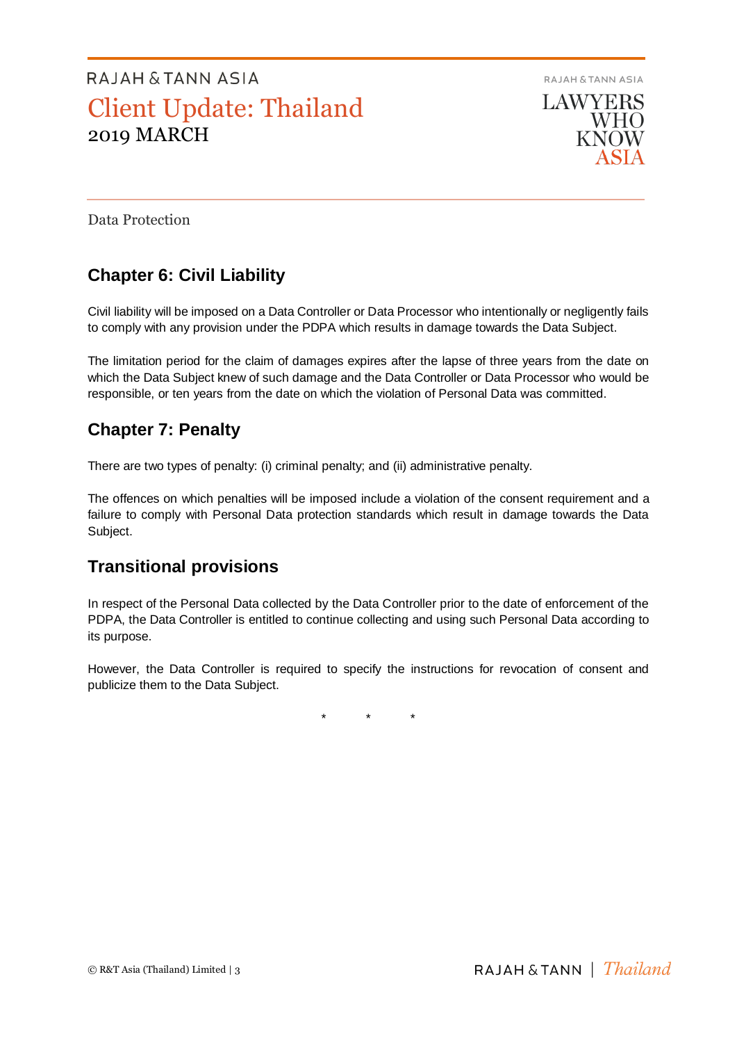Data Protection

## Chapter 6: Civil Liability

Civil liability will be imposed on a Data Controller or Data Processor who intentionally or negligently fails to comply with any provision under the PDPA which results in damage towards the Data Subject.

The limitation period for the claim of damages expires after the lapse of three years from the date on which the Data Subject knew of such damage and the Data Controller or Data Processor who would be responsible, or ten years from the date on which the violation of Personal Data was committed.

## Chapter 7: Penalty

There are two types of penalty: (i) criminal penalty; and (ii) administrative penalty.

The offences on which penalties will be imposed include a violation of the consent requirement and a failure to comply with Personal Data protection standards which result in damage towards the Data Subject.

## Transitional provisions

In respect of the Personal Data collected by the Data Controller prior to the date of enforcement of the PDPA, the Data Controller is entitled to continue collecting and using such Personal Data according to its purpose.

However, the Data Controller is required to specify the instructions for revocation of consent and publicize them to the Data Subject.

\* \* \*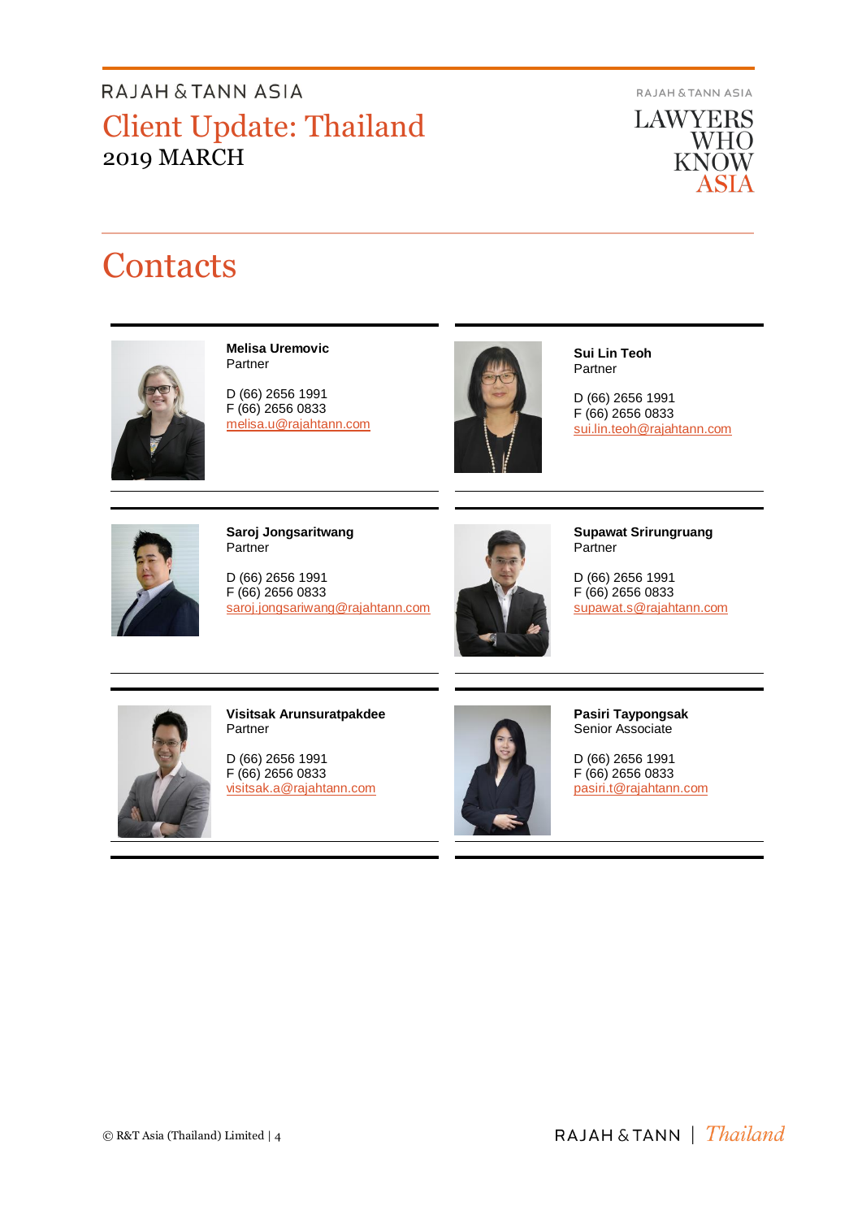# Contacts

**Melisa Uremovic**
Partner

D (66) 2656 1991
F (66) 2656 0833
melisa.u@rajahtann.com

**Sui Lin Teoh**
Partner

D (66) 2656 1991
F (66) 2656 0833
sui.lin.teoh@rajahtann.com

**Saroj Jongsaritwang**
Partner

D (66) 2656 1991
F (66) 2656 0833
saroj.jongsariwang@rajahtann.com

**Supawat Srirungruang**
Partner

D (66) 2656 1991
F (66) 2656 0833
supawat.s@rajahtann.com

**Visitsak Arunsuratpakdee**
Partner

D (66) 2656 1991
F (66) 2656 0833
visitsak.a@rajahtann.com

**Pasiri Taypongsak**
Senior Associate

D (66) 2656 1991
F (66) 2656 0833
pasiri.t@rajahtann.com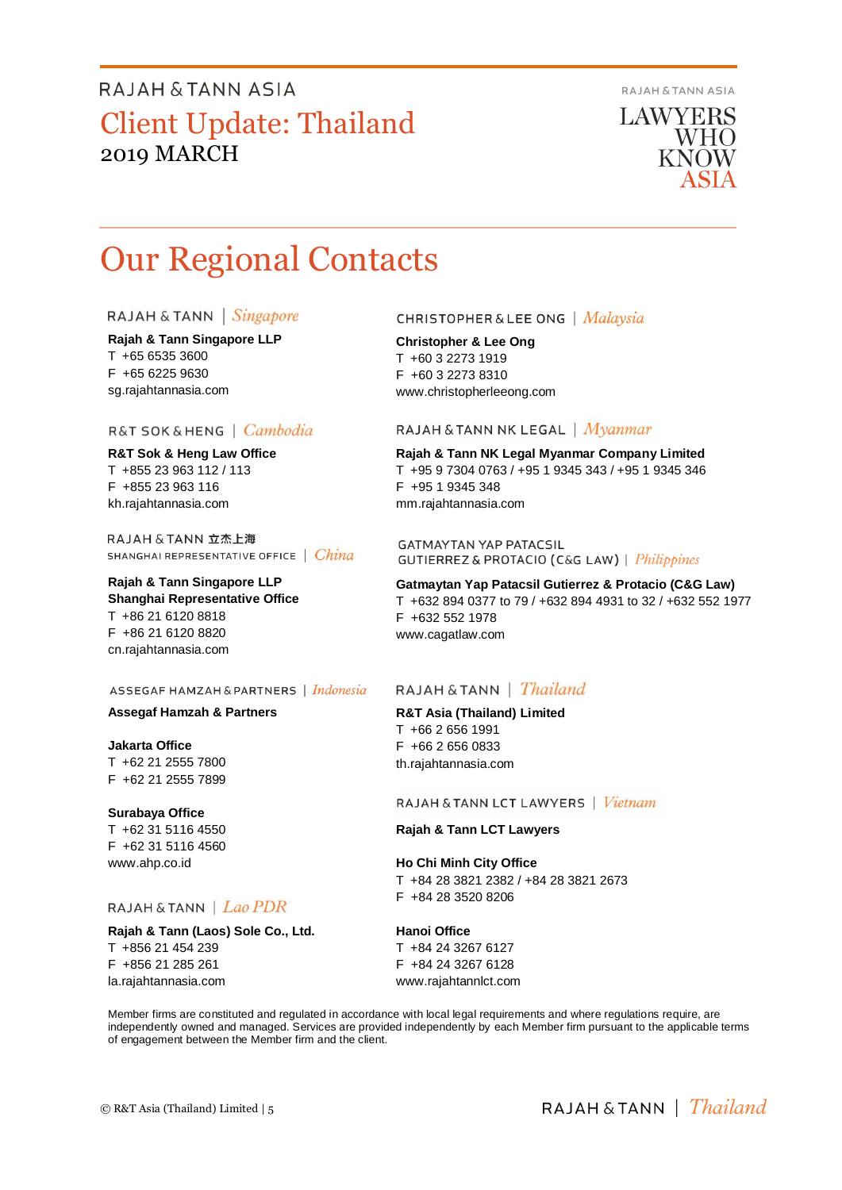# Our Regional Contacts

RAJAH & TANN | *Singapore*

**Rajah & Tann Singapore LLP**
T +65 6535 3600
F +65 6225 9630
sg.rajahtannasia.com

R&T SOK & HENG | *Cambodia*

**R&T Sok & Heng Law Office**
T +855 23 963 112 / 113
F +855 23 963 116
kh.rajahtannasia.com

RAJAH & TANN 立杰上海
SHANGHAI REPRESENTATIVE OFFICE | *China*

**Rajah & Tann Singapore LLP**
**Shanghai Representative Office**
T +86 21 6120 8818
F +86 21 6120 8820
cn.rajahtannasia.com

ASSEGAF HAMZAH & PARTNERS | *Indonesia*

**Assegaf Hamzah & Partners**

**Jakarta Office**
T +62 21 2555 7800
F +62 21 2555 7899

**Surabaya Office**
T +62 31 5116 4550
F +62 31 5116 4560
www.ahp.co.id

RAJAH & TANN | *Lao PDR*

**Rajah & Tann (Laos) Sole Co., Ltd.**
T +856 21 454 239
F +856 21 285 261
la.rajahtannasia.com

CHRISTOPHER & LEE ONG | *Malaysia*

**Christopher & Lee Ong**
T +60 3 2273 1919
F +60 3 2273 8310
www.christopherleeong.com

RAJAH & TANN NK LEGAL | *Myanmar*

**Rajah & Tann NK Legal Myanmar Company Limited**
T +95 9 7304 0763 / +95 1 9345 343 / +95 1 9345 346
F +95 1 9345 348
mm.rajahtannasia.com

GATMAYTAN YAP PATACSIL
GUTIERREZ & PROTACIO (C&G LAW) | *Philippines*

**Gatmaytan Yap Patacsil Gutierrez & Protacio (C&G Law)**
T +632 894 0377 to 79 / +632 894 4931 to 32 / +632 552 1977
F +632 552 1978
www.cagatlaw.com

RAJAH & TANN | *Thailand*

**R&T Asia (Thailand) Limited**
T +66 2 656 1991
F +66 2 656 0833
th.rajahtannasia.com

RAJAH & TANN LCT LAWYERS | *Vietnam*

**Rajah & Tann LCT Lawyers**

**Ho Chi Minh City Office**
T +84 28 3821 2382 / +84 28 3821 2673
F +84 28 3520 8206

**Hanoi Office**
T +84 24 3267 6127
F +84 24 3267 6128
www.rajahtannlct.com

Member firms are constituted and regulated in accordance with local legal requirements and where regulations require, are independently owned and managed. Services are provided independently by each Member firm pursuant to the applicable terms of engagement between the Member firm and the client.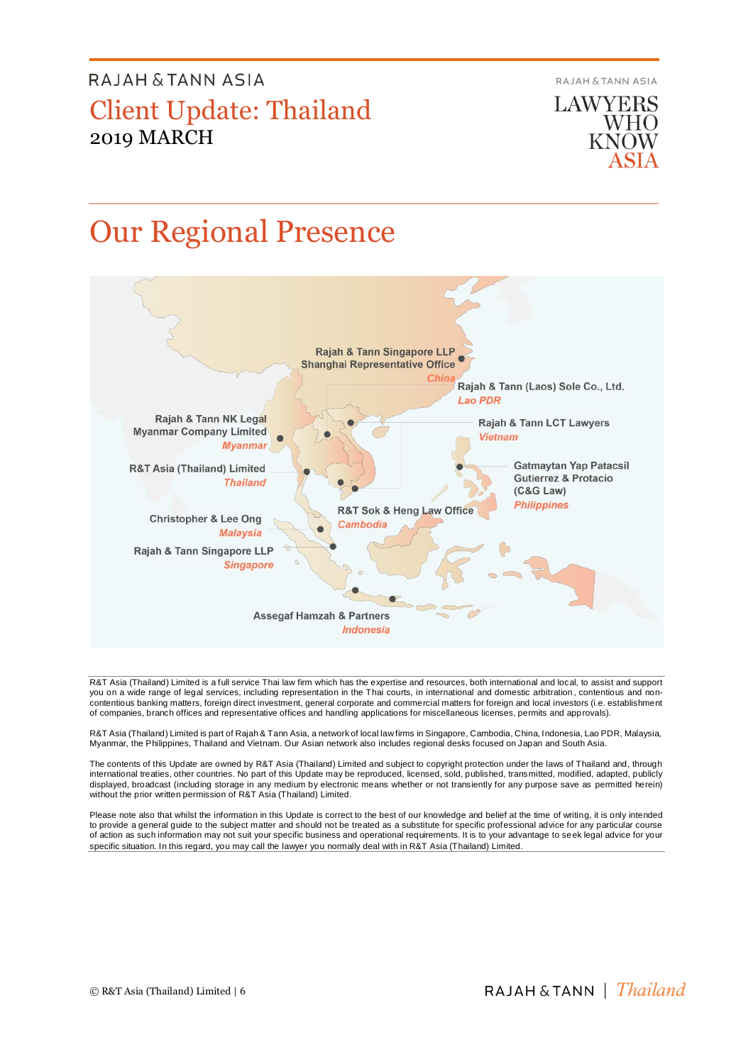# Our Regional Presence

Rajah & Tann Singapore LLP
Shanghai Representative Office
*China*

Rajah & Tann (Laos) Sole Co., Ltd.
*Lao PDR*

Rajah & Tann NK Legal
Myanmar Company Limited
*Myanmar*

Rajah & Tann LCT Lawyers
*Vietnam*

R&T Asia (Thailand) Limited
*Thailand*

Gatmaytan Yap Patacsil
Gutierrez & Protacio
(C&G Law)
*Philippines*

R&T Sok & Heng Law Office
*Cambodia*

Christopher & Lee Ong
*Malaysia*

Rajah & Tann Singapore LLP
*Singapore*

Assegaf Hamzah & Partners
*Indonesia*

R&T Asia (Thailand) Limited is a full service Thai law firm which has the expertise and resources, both international and local, to assist and support you on a wide range of legal services, including representation in the Thai courts, in international and domestic arbitration, contentious and non-contentious banking matters, foreign direct investment, general corporate and commercial matters for foreign and local investors (i.e. establishment of companies, branch offices and representative offices and handling applications for miscellaneous licenses, permits and approvals).

R&T Asia (Thailand) Limited is part of Rajah & Tann Asia, a network of local law firms in Singapore, Cambodia, China, Indonesia, Lao PDR, Malaysia, Myanmar, the Philippines, Thailand and Vietnam. Our Asian network also includes regional desks focused on Japan and South Asia.

The contents of this Update are owned by R&T Asia (Thailand) Limited and subject to copyright protection under the laws of Thailand and, through international treaties, other countries. No part of this Update may be reproduced, licensed, sold, published, transmitted, modified, adapted, publicly displayed, broadcast (including storage in any medium by electronic means whether or not transiently for any purpose save as permitted herein) without the prior written permission of R&T Asia (Thailand) Limited.

Please note also that whilst the information in this Update is correct to the best of our knowledge and belief at the time of writing, it is only intended to provide a general guide to the subject matter and should not be treated as a substitute for specific professional advice for any particular course of action as such information may not suit your specific business and operational requirements. It is to your advantage to seek legal advice for your specific situation. In this regard, you may call the lawyer you normally deal with in R&T Asia (Thailand) Limited.